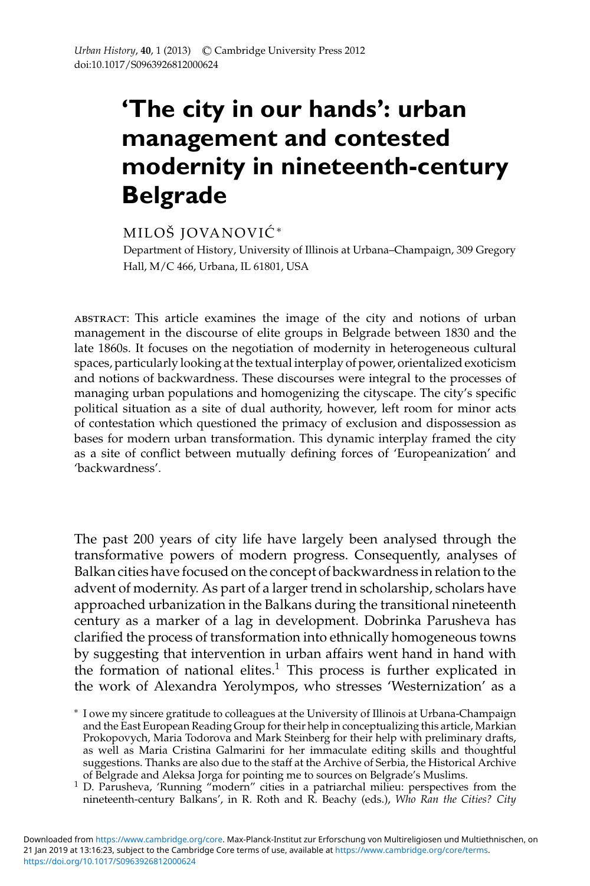# 'The city in our hands': urban management and contested modernity in nineteenth-century Belgrade

MILOŠ JOVANOVIĆ*

Department of History, University of Illinois at Urbana–Champaign, 309 Gregory Hall, M/C 466, Urbana, IL 61801, USA

ABSTRACT: This article examines the image of the city and notions of urban management in the discourse of elite groups in Belgrade between 1830 and the late 1860s. It focuses on the negotiation of modernity in heterogeneous cultural spaces, particularly looking at the textual interplay of power, orientalized exoticism and notions of backwardness. These discourses were integral to the processes of managing urban populations and homogenizing the cityscape. The city's specific political situation as a site of dual authority, however, left room for minor acts of contestation which questioned the primacy of exclusion and dispossession as bases for modern urban transformation. This dynamic interplay framed the city as a site of conflict between mutually defining forces of 'Europeanization' and 'backwardness'.

The past 200 years of city life have largely been analysed through the transformative powers of modern progress. Consequently, analyses of Balkan cities have focused on the concept of backwardness in relation to the advent of modernity. As part of a larger trend in scholarship, scholars have approached urbanization in the Balkans during the transitional nineteenth century as a marker of a lag in development. Dobrinka Parusheva has clarified the process of transformation into ethnically homogeneous towns by suggesting that intervention in urban affairs went hand in hand with the formation of national elites.[1] This process is further explicated in the work of Alexandra Yerolympos, who stresses 'Westernization' as a

\* I owe my sincere gratitude to colleagues at the University of Illinois at Urbana-Champaign and the East European Reading Group for their help in conceptualizing this article, Markian Prokopovych, Maria Todorova and Mark Steinberg for their help with preliminary drafts, as well as Maria Cristina Galmarini for her immaculate editing skills and thoughtful suggestions. Thanks are also due to the staff at the Archive of Serbia, the Historical Archive of Belgrade and Aleksa Jorga for pointing me to sources on Belgrade's Muslims.

[1] D. Parusheva, 'Running "modern" cities in a patriarchal milieu: perspectives from the nineteenth-century Balkans', in R. Roth and R. Beachy (eds.), *Who Ran the Cities? City*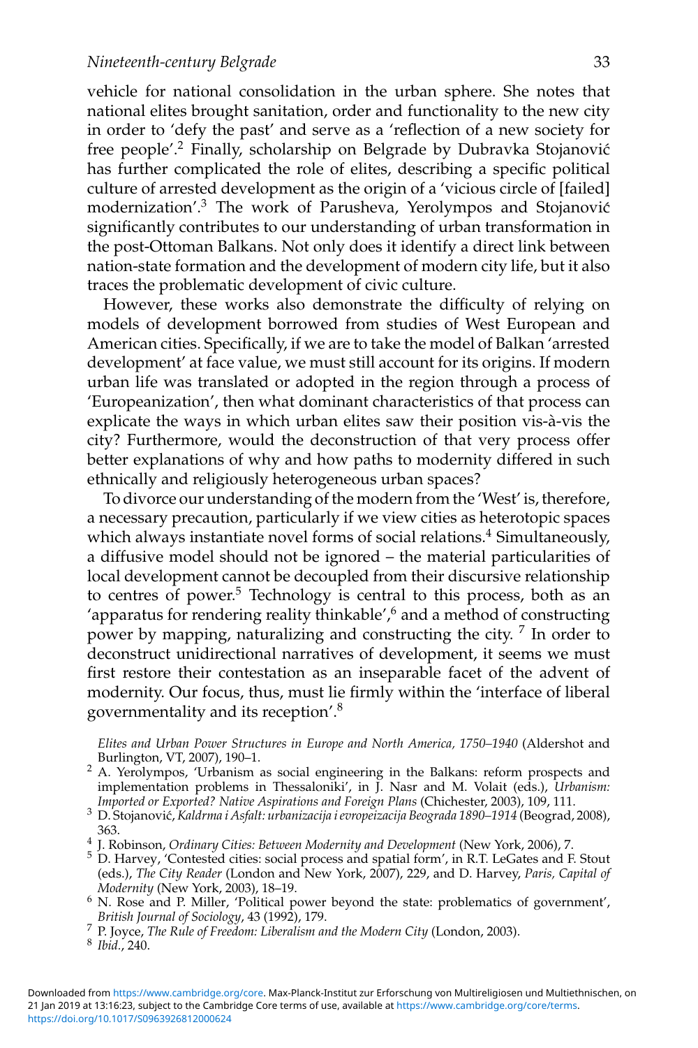vehicle for national consolidation in the urban sphere. She notes that national elites brought sanitation, order and functionality to the new city in order to 'defy the past' and serve as a 'reflection of a new society for free people'.[2] Finally, scholarship on Belgrade by Dubravka Stojanović has further complicated the role of elites, describing a specific political culture of arrested development as the origin of a 'vicious circle of [failed] modernization'.[3] The work of Parusheva, Yerolympos and Stojanović significantly contributes to our understanding of urban transformation in the post-Ottoman Balkans. Not only does it identify a direct link between nation-state formation and the development of modern city life, but it also traces the problematic development of civic culture.

However, these works also demonstrate the difficulty of relying on models of development borrowed from studies of West European and American cities. Specifically, if we are to take the model of Balkan 'arrested development' at face value, we must still account for its origins. If modern urban life was translated or adopted in the region through a process of 'Europeanization', then what dominant characteristics of that process can explicate the ways in which urban elites saw their position vis-à-vis the city? Furthermore, would the deconstruction of that very process offer better explanations of why and how paths to modernity differed in such ethnically and religiously heterogeneous urban spaces?

To divorce our understanding of the modern from the 'West' is, therefore, a necessary precaution, particularly if we view cities as heterotopic spaces which always instantiate novel forms of social relations.[4] Simultaneously, a diffusive model should not be ignored – the material particularities of local development cannot be decoupled from their discursive relationship to centres of power.[5] Technology is central to this process, both as an 'apparatus for rendering reality thinkable',[6] and a method of constructing power by mapping, naturalizing and constructing the city.[7] In order to deconstruct unidirectional narratives of development, it seems we must first restore their contestation as an inseparable facet of the advent of modernity. Our focus, thus, must lie firmly within the 'interface of liberal governmentality and its reception'.[8]

*Elites and Urban Power Structures in Europe and North America, 1750–1940* (Aldershot and Burlington, VT, 2007), 190–1.

[2] A. Yerolympos, 'Urbanism as social engineering in the Balkans: reform prospects and implementation problems in Thessaloniki', in J. Nasr and M. Volait (eds.), *Urbanism: Imported or Exported? Native Aspirations and Foreign Plans* (Chichester, 2003), 109, 111.

[3] D. Stojanović, *Kaldrma i Asfalt: urbanizacija i evropeizacija Beograda 1890–1914* (Beograd, 2008), 363.

[4] J. Robinson, *Ordinary Cities: Between Modernity and Development* (New York, 2006), 7.

[5] D. Harvey, 'Contested cities: social process and spatial form', in R.T. LeGates and F. Stout (eds.), *The City Reader* (London and New York, 2007), 229, and D. Harvey, *Paris, Capital of Modernity* (New York, 2003), 18–19.

[6] N. Rose and P. Miller, 'Political power beyond the state: problematics of government', *British Journal of Sociology*, 43 (1992), 179.

[7] P. Joyce, *The Rule of Freedom: Liberalism and the Modern City* (London, 2003).

[8] *Ibid.*, 240.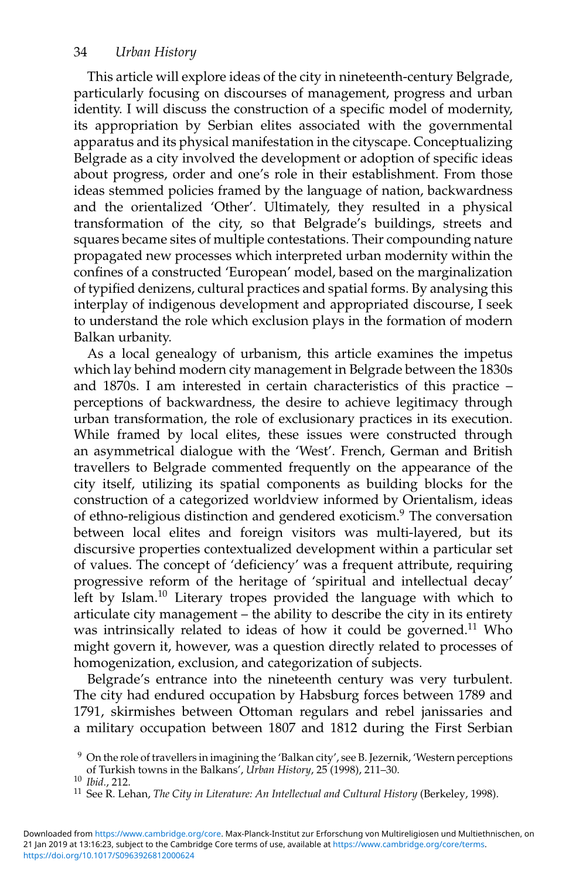This article will explore ideas of the city in nineteenth-century Belgrade, particularly focusing on discourses of management, progress and urban identity. I will discuss the construction of a specific model of modernity, its appropriation by Serbian elites associated with the governmental apparatus and its physical manifestation in the cityscape. Conceptualizing Belgrade as a city involved the development or adoption of specific ideas about progress, order and one's role in their establishment. From those ideas stemmed policies framed by the language of nation, backwardness and the orientalized 'Other'. Ultimately, they resulted in a physical transformation of the city, so that Belgrade's buildings, streets and squares became sites of multiple contestations. Their compounding nature propagated new processes which interpreted urban modernity within the confines of a constructed 'European' model, based on the marginalization of typified denizens, cultural practices and spatial forms. By analysing this interplay of indigenous development and appropriated discourse, I seek to understand the role which exclusion plays in the formation of modern Balkan urbanity.

As a local genealogy of urbanism, this article examines the impetus which lay behind modern city management in Belgrade between the 1830s and 1870s. I am interested in certain characteristics of this practice – perceptions of backwardness, the desire to achieve legitimacy through urban transformation, the role of exclusionary practices in its execution. While framed by local elites, these issues were constructed through an asymmetrical dialogue with the 'West'. French, German and British travellers to Belgrade commented frequently on the appearance of the city itself, utilizing its spatial components as building blocks for the construction of a categorized worldview informed by Orientalism, ideas of ethno-religious distinction and gendered exoticism.[9] The conversation between local elites and foreign visitors was multi-layered, but its discursive properties contextualized development within a particular set of values. The concept of 'deficiency' was a frequent attribute, requiring progressive reform of the heritage of 'spiritual and intellectual decay' left by Islam.[10] Literary tropes provided the language with which to articulate city management – the ability to describe the city in its entirety was intrinsically related to ideas of how it could be governed.[11] Who might govern it, however, was a question directly related to processes of homogenization, exclusion, and categorization of subjects.

Belgrade's entrance into the nineteenth century was very turbulent. The city had endured occupation by Habsburg forces between 1789 and 1791, skirmishes between Ottoman regulars and rebel janissaries and a military occupation between 1807 and 1812 during the First Serbian

[9] On the role of travellers in imagining the 'Balkan city', see B. Jezernik, 'Western perceptions of Turkish towns in the Balkans', *Urban History*, 25 (1998), 211–30.

[10] *Ibid.*, 212.

[11] See R. Lehan, *The City in Literature: An Intellectual and Cultural History* (Berkeley, 1998).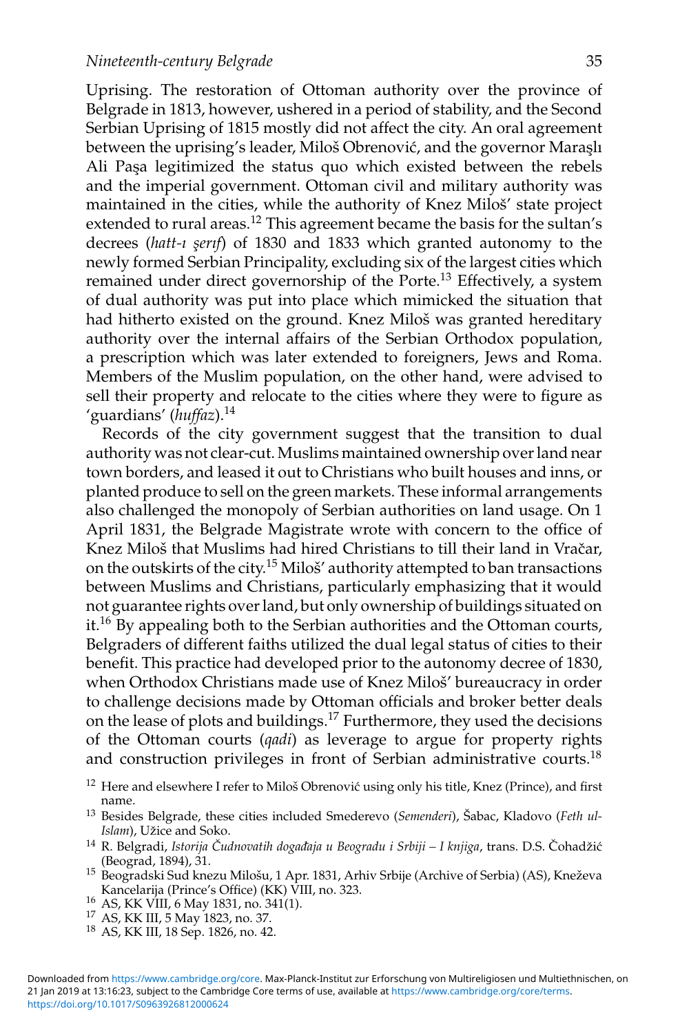Uprising. The restoration of Ottoman authority over the province of Belgrade in 1813, however, ushered in a period of stability, and the Second Serbian Uprising of 1815 mostly did not affect the city. An oral agreement between the uprising's leader, Miloš Obrenović, and the governor Maraşlı Ali Paşa legitimized the status quo which existed between the rebels and the imperial government. Ottoman civil and military authority was maintained in the cities, while the authority of Knez Miloš' state project extended to rural areas.[12] This agreement became the basis for the sultan's decrees (*hatt-ı şerıf*) of 1830 and 1833 which granted autonomy to the newly formed Serbian Principality, excluding six of the largest cities which remained under direct governorship of the Porte.[13] Effectively, a system of dual authority was put into place which mimicked the situation that had hitherto existed on the ground. Knez Miloš was granted hereditary authority over the internal affairs of the Serbian Orthodox population, a prescription which was later extended to foreigners, Jews and Roma. Members of the Muslim population, on the other hand, were advised to sell their property and relocate to the cities where they were to figure as 'guardians' (*huffaz*).[14]

Records of the city government suggest that the transition to dual authority was not clear-cut. Muslims maintained ownership over land near town borders, and leased it out to Christians who built houses and inns, or planted produce to sell on the green markets. These informal arrangements also challenged the monopoly of Serbian authorities on land usage. On 1 April 1831, the Belgrade Magistrate wrote with concern to the office of Knez Miloš that Muslims had hired Christians to till their land in Vračar, on the outskirts of the city.[15] Miloš' authority attempted to ban transactions between Muslims and Christians, particularly emphasizing that it would not guarantee rights over land, but only ownership of buildings situated on it.[16] By appealing both to the Serbian authorities and the Ottoman courts, Belgraders of different faiths utilized the dual legal status of cities to their benefit. This practice had developed prior to the autonomy decree of 1830, when Orthodox Christians made use of Knez Miloš' bureaucracy in order to challenge decisions made by Ottoman officials and broker better deals on the lease of plots and buildings.[17] Furthermore, they used the decisions of the Ottoman courts (*qadi*) as leverage to argue for property rights and construction privileges in front of Serbian administrative courts.[18]

---

[12] Here and elsewhere I refer to Miloš Obrenović using only his title, Knez (Prince), and first name.

[13] Besides Belgrade, these cities included Smederevo (*Semenderi*), Šabac, Kladovo (*Feth ul-Islam*), Užice and Soko.

[14] R. Belgradi, *Istorija Čudnovatih događaja u Beogradu i Srbiji – I knjiga*, trans. D.S. Čohadžić (Beograd, 1894), 31.

[15] Beogradski Sud knezu Milošu, 1 Apr. 1831, Arhiv Srbije (Archive of Serbia) (AS), Kneževa Kancelarija (Prince's Office) (KK) VIII, no. 323.

[16] AS, KK VIII, 6 May 1831, no. 341(1).

[17] AS, KK III, 5 May 1823, no. 37.

[18] AS, KK III, 18 Sep. 1826, no. 42.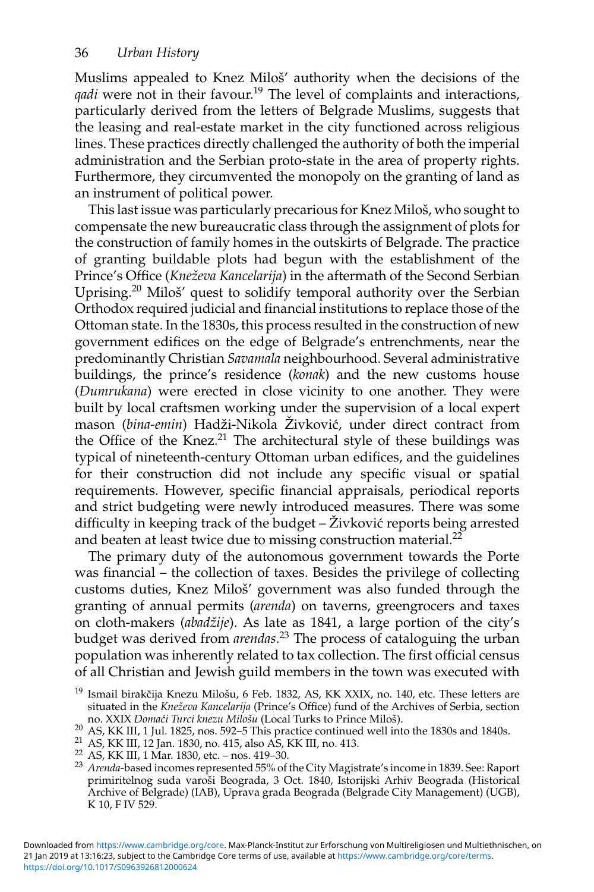Muslims appealed to Knez Miloš' authority when the decisions of the *qadi* were not in their favour.[19] The level of complaints and interactions, particularly derived from the letters of Belgrade Muslims, suggests that the leasing and real-estate market in the city functioned across religious lines. These practices directly challenged the authority of both the imperial administration and the Serbian proto-state in the area of property rights. Furthermore, they circumvented the monopoly on the granting of land as an instrument of political power.

This last issue was particularly precarious for Knez Miloš, who sought to compensate the new bureaucratic class through the assignment of plots for the construction of family homes in the outskirts of Belgrade. The practice of granting buildable plots had begun with the establishment of the Prince's Office (*Kneževa Kancelarija*) in the aftermath of the Second Serbian Uprising.[20] Miloš' quest to solidify temporal authority over the Serbian Orthodox required judicial and financial institutions to replace those of the Ottoman state. In the 1830s, this process resulted in the construction of new government edifices on the edge of Belgrade's entrenchments, near the predominantly Christian *Savamala* neighbourhood. Several administrative buildings, the prince's residence (*konak*) and the new customs house (*Dumrukana*) were erected in close vicinity to one another. They were built by local craftsmen working under the supervision of a local expert mason (*bina-emin*) Hadži-Nikola Živković, under direct contract from the Office of the Knez.[21] The architectural style of these buildings was typical of nineteenth-century Ottoman urban edifices, and the guidelines for their construction did not include any specific visual or spatial requirements. However, specific financial appraisals, periodical reports and strict budgeting were newly introduced measures. There was some difficulty in keeping track of the budget – Živković reports being arrested and beaten at least twice due to missing construction material.[22]

The primary duty of the autonomous government towards the Porte was financial – the collection of taxes. Besides the privilege of collecting customs duties, Knez Miloš' government was also funded through the granting of annual permits (*arenda*) on taverns, greengrocers and taxes on cloth-makers (*abadžije*). As late as 1841, a large portion of the city's budget was derived from *arendas*.[23] The process of cataloguing the urban population was inherently related to tax collection. The first official census of all Christian and Jewish guild members in the town was executed with

[19] Ismail birakčija Knezu Milošu, 6 Feb. 1832, AS, KK XXIX, no. 140, etc. These letters are situated in the *Kneževa Kancelarija* (Prince's Office) fund of the Archives of Serbia, section no. XXIX *Domaći Turci knezu Milošu* (Local Turks to Prince Miloš).

[20] AS, KK III, 1 Jul. 1825, nos. 592–5 This practice continued well into the 1830s and 1840s.

[21] AS, KK III, 12 Jan. 1830, no. 415, also AS, KK III, no. 413.

[22] AS, KK III, 1 Mar. 1830, etc. – nos. 419–30.

[23] *Arenda*-based incomes represented 55% of the City Magistrate's income in 1839. See: Raport primiritelnog suda varoši Beograda, 3 Oct. 1840, Istorijski Arhiv Beograda (Historical Archive of Belgrade) (IAB), Uprava grada Beograda (Belgrade City Management) (UGB), K 10, F IV 529.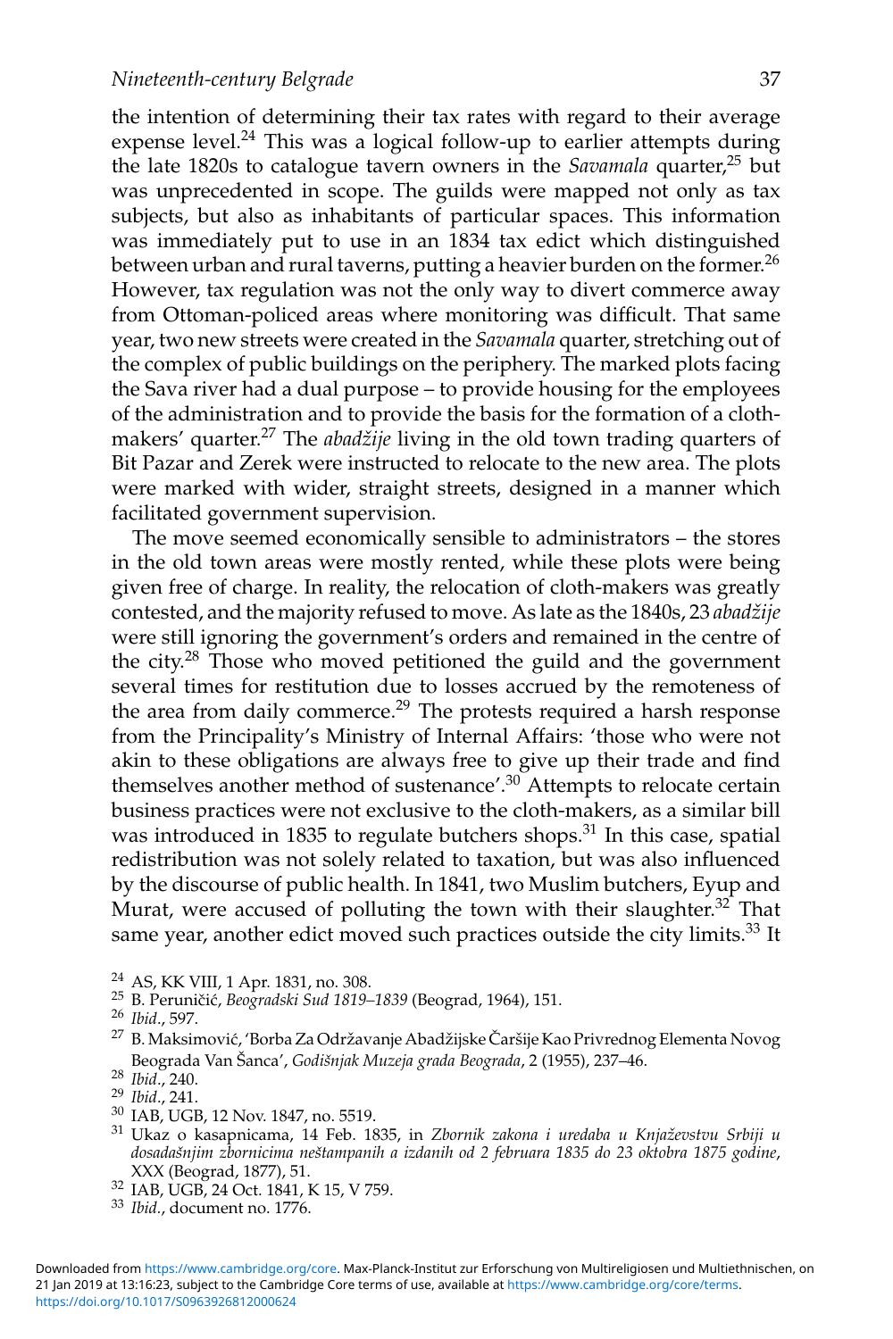the intention of determining their tax rates with regard to their average expense level.[24] This was a logical follow-up to earlier attempts during the late 1820s to catalogue tavern owners in the *Savamala* quarter,[25] but was unprecedented in scope. The guilds were mapped not only as tax subjects, but also as inhabitants of particular spaces. This information was immediately put to use in an 1834 tax edict which distinguished between urban and rural taverns, putting a heavier burden on the former.[26] However, tax regulation was not the only way to divert commerce away from Ottoman-policed areas where monitoring was difficult. That same year, two new streets were created in the *Savamala* quarter, stretching out of the complex of public buildings on the periphery. The marked plots facing the Sava river had a dual purpose – to provide housing for the employees of the administration and to provide the basis for the formation of a cloth-makers' quarter.[27] The *abadžije* living in the old town trading quarters of Bit Pazar and Zerek were instructed to relocate to the new area. The plots were marked with wider, straight streets, designed in a manner which facilitated government supervision.

The move seemed economically sensible to administrators – the stores in the old town areas were mostly rented, while these plots were being given free of charge. In reality, the relocation of cloth-makers was greatly contested, and the majority refused to move. As late as the 1840s, 23 *abadžije* were still ignoring the government's orders and remained in the centre of the city.[28] Those who moved petitioned the guild and the government several times for restitution due to losses accrued by the remoteness of the area from daily commerce.[29] The protests required a harsh response from the Principality's Ministry of Internal Affairs: 'those who were not akin to these obligations are always free to give up their trade and find themselves another method of sustenance'.[30] Attempts to relocate certain business practices were not exclusive to the cloth-makers, as a similar bill was introduced in 1835 to regulate butchers shops.[31] In this case, spatial redistribution was not solely related to taxation, but was also influenced by the discourse of public health. In 1841, two Muslim butchers, Eyup and Murat, were accused of polluting the town with their slaughter.[32] That same year, another edict moved such practices outside the city limits.[33] It

[24] AS, KK VIII, 1 Apr. 1831, no. 308.

[25] B. Peruničić, *Beogradski Sud 1819–1839* (Beograd, 1964), 151.

[26] *Ibid*., 597.

[27] B. Maksimović, 'Borba Za Održavanje Abadžijske Čaršije Kao Privrednog Elementa Novog Beograda Van Šanca', *Godišnjak Muzeja grada Beograda*, 2 (1955), 237–46.

[28] *Ibid*., 240.

[29] *Ibid*., 241.

[30] IAB, UGB, 12 Nov. 1847, no. 5519.

[31] Ukaz o kasapnicama, 14 Feb. 1835, in *Zbornik zakona i uredaba u Knjaževstvu Srbiji u dosadašnjim zbornicima neštampanih a izdanih od 2 februara 1835 do 23 oktobra 1875 godine*, XXX (Beograd, 1877), 51.

[32] IAB, UGB, 24 Oct. 1841, K 15, V 759.

[33] *Ibid*., document no. 1776.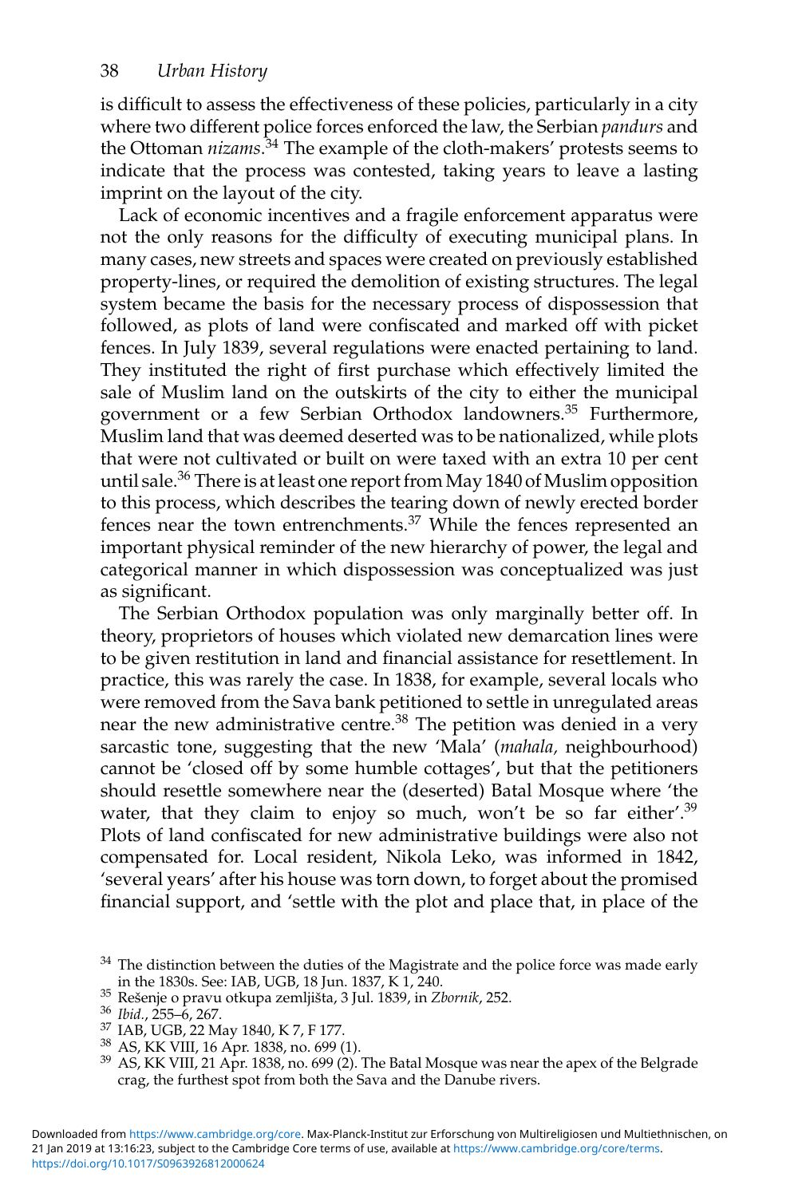is difficult to assess the effectiveness of these policies, particularly in a city where two different police forces enforced the law, the Serbian *pandurs* and the Ottoman *nizams*.[34] The example of the cloth-makers' protests seems to indicate that the process was contested, taking years to leave a lasting imprint on the layout of the city.

Lack of economic incentives and a fragile enforcement apparatus were not the only reasons for the difficulty of executing municipal plans. In many cases, new streets and spaces were created on previously established property-lines, or required the demolition of existing structures. The legal system became the basis for the necessary process of dispossession that followed, as plots of land were confiscated and marked off with picket fences. In July 1839, several regulations were enacted pertaining to land. They instituted the right of first purchase which effectively limited the sale of Muslim land on the outskirts of the city to either the municipal government or a few Serbian Orthodox landowners.[35] Furthermore, Muslim land that was deemed deserted was to be nationalized, while plots that were not cultivated or built on were taxed with an extra 10 per cent until sale.[36] There is at least one report from May 1840 of Muslim opposition to this process, which describes the tearing down of newly erected border fences near the town entrenchments.[37] While the fences represented an important physical reminder of the new hierarchy of power, the legal and categorical manner in which dispossession was conceptualized was just as significant.

The Serbian Orthodox population was only marginally better off. In theory, proprietors of houses which violated new demarcation lines were to be given restitution in land and financial assistance for resettlement. In practice, this was rarely the case. In 1838, for example, several locals who were removed from the Sava bank petitioned to settle in unregulated areas near the new administrative centre.[38] The petition was denied in a very sarcastic tone, suggesting that the new 'Mala' (*mahala*, neighbourhood) cannot be 'closed off by some humble cottages', but that the petitioners should resettle somewhere near the (deserted) Batal Mosque where 'the water, that they claim to enjoy so much, won't be so far either'.[39] Plots of land confiscated for new administrative buildings were also not compensated for. Local resident, Nikola Leko, was informed in 1842, 'several years' after his house was torn down, to forget about the promised financial support, and 'settle with the plot and place that, in place of the

---

[34] The distinction between the duties of the Magistrate and the police force was made early in the 1830s. See: IAB, UGB, 18 Jun. 1837, K 1, 240.

[35] Rešenje o pravu otkupa zemljišta, 3 Jul. 1839, in *Zbornik*, 252.

[36] *Ibid.*, 255–6, 267.

[37] IAB, UGB, 22 May 1840, K 7, F 177.

[38] AS, KK VIII, 16 Apr. 1838, no. 699 (1).

[39] AS, KK VIII, 21 Apr. 1838, no. 699 (2). The Batal Mosque was near the apex of the Belgrade crag, the furthest spot from both the Sava and the Danube rivers.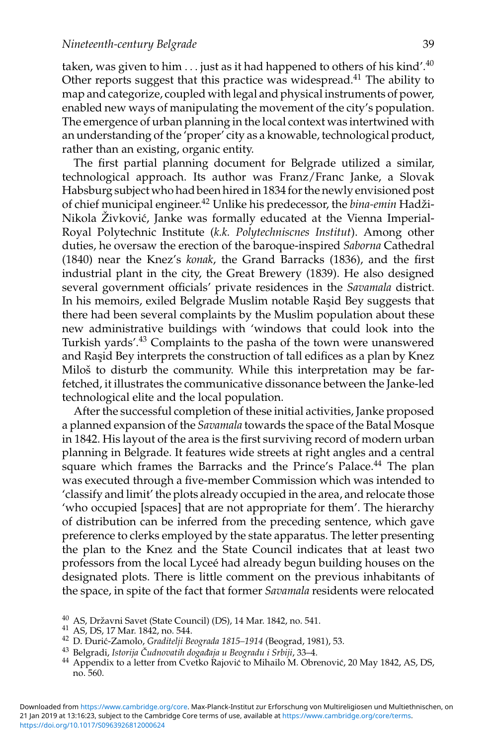taken, was given to him . . . just as it had happened to others of his kind'.[40] Other reports suggest that this practice was widespread.[41] The ability to map and categorize, coupled with legal and physical instruments of power, enabled new ways of manipulating the movement of the city's population. The emergence of urban planning in the local context was intertwined with an understanding of the 'proper' city as a knowable, technological product, rather than an existing, organic entity.

The first partial planning document for Belgrade utilized a similar, technological approach. Its author was Franz/Franc Janke, a Slovak Habsburg subject who had been hired in 1834 for the newly envisioned post of chief municipal engineer.[42] Unlike his predecessor, the *bina-emin* Hadži-Nikola Živković, Janke was formally educated at the Vienna Imperial-Royal Polytechnic Institute (*k.k. Polytechniscnes Institut*). Among other duties, he oversaw the erection of the baroque-inspired *Saborna* Cathedral (1840) near the Knez's *konak*, the Grand Barracks (1836), and the first industrial plant in the city, the Great Brewery (1839). He also designed several government officials' private residences in the *Savamala* district. In his memoirs, exiled Belgrade Muslim notable Raşid Bey suggests that there had been several complaints by the Muslim population about these new administrative buildings with 'windows that could look into the Turkish yards'.[43] Complaints to the pasha of the town were unanswered and Raşid Bey interprets the construction of tall edifices as a plan by Knez Miloš to disturb the community. While this interpretation may be far-fetched, it illustrates the communicative dissonance between the Janke-led technological elite and the local population.

After the successful completion of these initial activities, Janke proposed a planned expansion of the *Savamala* towards the space of the Batal Mosque in 1842. His layout of the area is the first surviving record of modern urban planning in Belgrade. It features wide streets at right angles and a central square which frames the Barracks and the Prince's Palace.[44] The plan was executed through a five-member Commission which was intended to 'classify and limit' the plots already occupied in the area, and relocate those 'who occupied [spaces] that are not appropriate for them'. The hierarchy of distribution can be inferred from the preceding sentence, which gave preference to clerks employed by the state apparatus. The letter presenting the plan to the Knez and the State Council indicates that at least two professors from the local Lyceé had already begun building houses on the designated plots. There is little comment on the previous inhabitants of the space, in spite of the fact that former *Savamala* residents were relocated

[40] AS, Državni Savet (State Council) (DS), 14 Mar. 1842, no. 541.

[41] AS, DS, 17 Mar. 1842, no. 544.

[42] D. Đurić-Zamolo, *Graditelji Beograda 1815–1914* (Beograd, 1981), 53.

[43] Belgradi, *Istorija Čudnovatih događaja u Beogradu i Srbiji*, 33–4.

[44] Appendix to a letter from Cvetko Rajović to Mihailo M. Obrenović, 20 May 1842, AS, DS, no. 560.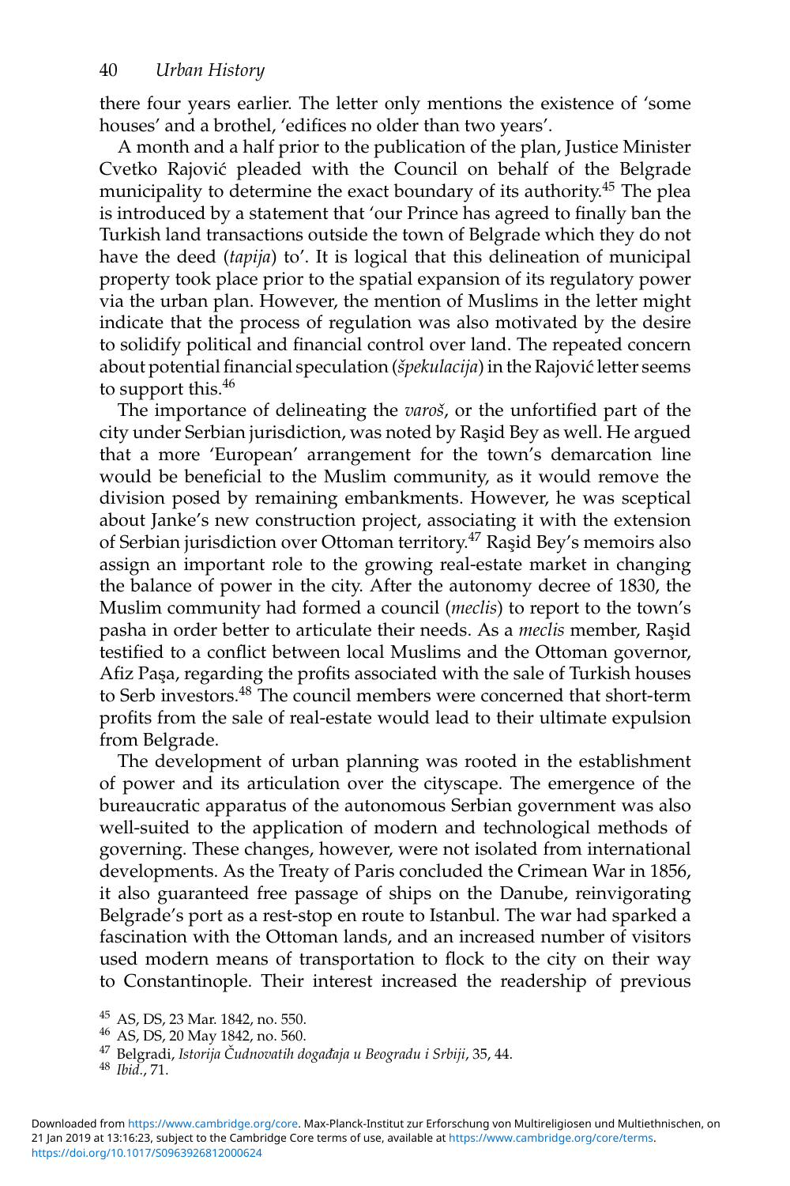there four years earlier. The letter only mentions the existence of 'some houses' and a brothel, 'edifices no older than two years'.

A month and a half prior to the publication of the plan, Justice Minister Cvetko Rajović pleaded with the Council on behalf of the Belgrade municipality to determine the exact boundary of its authority.[45] The plea is introduced by a statement that 'our Prince has agreed to finally ban the Turkish land transactions outside the town of Belgrade which they do not have the deed (*tapija*) to'. It is logical that this delineation of municipal property took place prior to the spatial expansion of its regulatory power via the urban plan. However, the mention of Muslims in the letter might indicate that the process of regulation was also motivated by the desire to solidify political and financial control over land. The repeated concern about potential financial speculation (*špekulacija*) in the Rajović letter seems to support this.[46]

The importance of delineating the *varoš*, or the unfortified part of the city under Serbian jurisdiction, was noted by Raşid Bey as well. He argued that a more 'European' arrangement for the town's demarcation line would be beneficial to the Muslim community, as it would remove the division posed by remaining embankments. However, he was sceptical about Janke's new construction project, associating it with the extension of Serbian jurisdiction over Ottoman territory.[47] Raşid Bey's memoirs also assign an important role to the growing real-estate market in changing the balance of power in the city. After the autonomy decree of 1830, the Muslim community had formed a council (*meclis*) to report to the town's pasha in order better to articulate their needs. As a *meclis* member, Raşid testified to a conflict between local Muslims and the Ottoman governor, Afiz Paşa, regarding the profits associated with the sale of Turkish houses to Serb investors.[48] The council members were concerned that short-term profits from the sale of real-estate would lead to their ultimate expulsion from Belgrade.

The development of urban planning was rooted in the establishment of power and its articulation over the cityscape. The emergence of the bureaucratic apparatus of the autonomous Serbian government was also well-suited to the application of modern and technological methods of governing. These changes, however, were not isolated from international developments. As the Treaty of Paris concluded the Crimean War in 1856, it also guaranteed free passage of ships on the Danube, reinvigorating Belgrade's port as a rest-stop en route to Istanbul. The war had sparked a fascination with the Ottoman lands, and an increased number of visitors used modern means of transportation to flock to the city on their way to Constantinople. Their interest increased the readership of previous

[45] AS, DS, 23 Mar. 1842, no. 550.

[46] AS, DS, 20 May 1842, no. 560.

[47] Belgradi, *Istorija Čudnovatih događaja u Beogradu i Srbiji*, 35, 44.

[48] *Ibid.*, 71.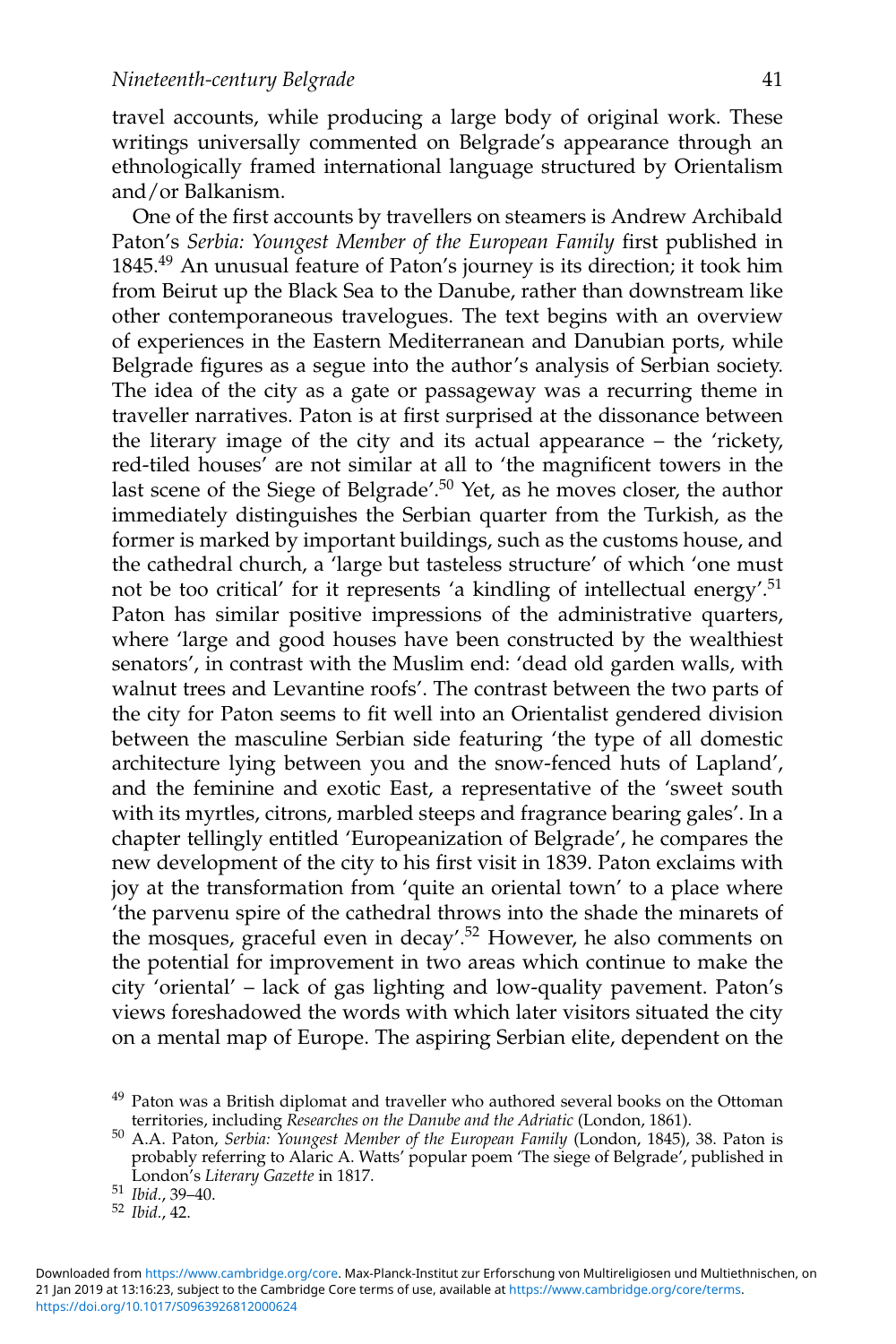travel accounts, while producing a large body of original work. These writings universally commented on Belgrade's appearance through an ethnologically framed international language structured by Orientalism and/or Balkanism.

One of the first accounts by travellers on steamers is Andrew Archibald Paton's *Serbia: Youngest Member of the European Family* first published in 1845.[49] An unusual feature of Paton's journey is its direction; it took him from Beirut up the Black Sea to the Danube, rather than downstream like other contemporaneous travelogues. The text begins with an overview of experiences in the Eastern Mediterranean and Danubian ports, while Belgrade figures as a segue into the author's analysis of Serbian society. The idea of the city as a gate or passageway was a recurring theme in traveller narratives. Paton is at first surprised at the dissonance between the literary image of the city and its actual appearance – the 'rickety, red-tiled houses' are not similar at all to 'the magnificent towers in the last scene of the Siege of Belgrade'.[50] Yet, as he moves closer, the author immediately distinguishes the Serbian quarter from the Turkish, as the former is marked by important buildings, such as the customs house, and the cathedral church, a 'large but tasteless structure' of which 'one must not be too critical' for it represents 'a kindling of intellectual energy'.[51] Paton has similar positive impressions of the administrative quarters, where 'large and good houses have been constructed by the wealthiest senators', in contrast with the Muslim end: 'dead old garden walls, with walnut trees and Levantine roofs'. The contrast between the two parts of the city for Paton seems to fit well into an Orientalist gendered division between the masculine Serbian side featuring 'the type of all domestic architecture lying between you and the snow-fenced huts of Lapland', and the feminine and exotic East, a representative of the 'sweet south with its myrtles, citrons, marbled steeps and fragrance bearing gales'. In a chapter tellingly entitled 'Europeanization of Belgrade', he compares the new development of the city to his first visit in 1839. Paton exclaims with joy at the transformation from 'quite an oriental town' to a place where 'the parvenu spire of the cathedral throws into the shade the minarets of the mosques, graceful even in decay'.[52] However, he also comments on the potential for improvement in two areas which continue to make the city 'oriental' – lack of gas lighting and low-quality pavement. Paton's views foreshadowed the words with which later visitors situated the city on a mental map of Europe. The aspiring Serbian elite, dependent on the

---

[49] Paton was a British diplomat and traveller who authored several books on the Ottoman territories, including *Researches on the Danube and the Adriatic* (London, 1861).

[50] A.A. Paton, *Serbia: Youngest Member of the European Family* (London, 1845), 38. Paton is probably referring to Alaric A. Watts' popular poem 'The siege of Belgrade', published in London's *Literary Gazette* in 1817.

[51] *Ibid.*, 39–40.

[52] *Ibid.*, 42.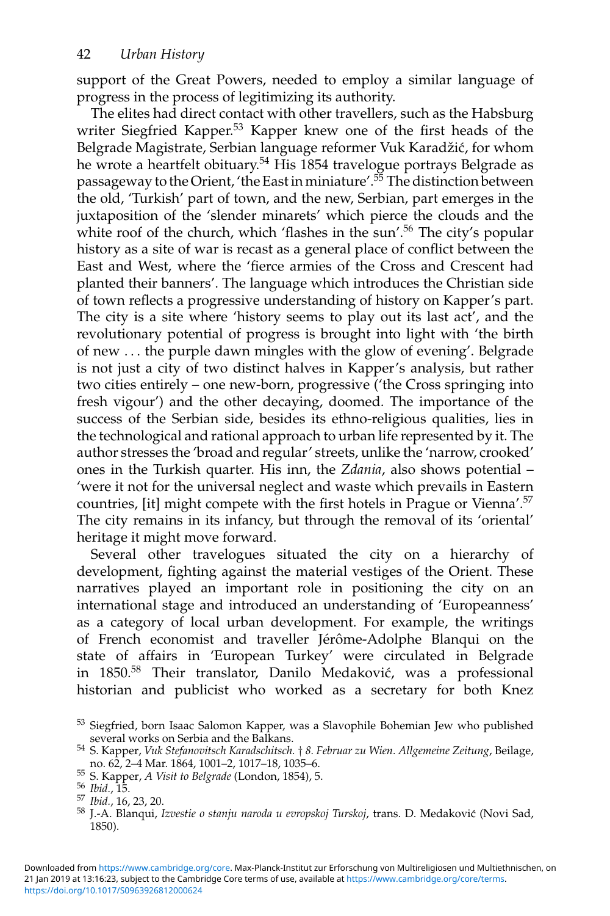support of the Great Powers, needed to employ a similar language of progress in the process of legitimizing its authority.

The elites had direct contact with other travellers, such as the Habsburg writer Siegfried Kapper.[53] Kapper knew one of the first heads of the Belgrade Magistrate, Serbian language reformer Vuk Karadžić, for whom he wrote a heartfelt obituary.[54] His 1854 travelogue portrays Belgrade as passageway to the Orient, 'the East in miniature'.[55] The distinction between the old, 'Turkish' part of town, and the new, Serbian, part emerges in the juxtaposition of the 'slender minarets' which pierce the clouds and the white roof of the church, which 'flashes in the sun'.[56] The city's popular history as a site of war is recast as a general place of conflict between the East and West, where the 'fierce armies of the Cross and Crescent had planted their banners'. The language which introduces the Christian side of town reflects a progressive understanding of history on Kapper's part. The city is a site where 'history seems to play out its last act', and the revolutionary potential of progress is brought into light with 'the birth of new . . . the purple dawn mingles with the glow of evening'. Belgrade is not just a city of two distinct halves in Kapper's analysis, but rather two cities entirely – one new-born, progressive ('the Cross springing into fresh vigour') and the other decaying, doomed. The importance of the success of the Serbian side, besides its ethno-religious qualities, lies in the technological and rational approach to urban life represented by it. The author stresses the 'broad and regular' streets, unlike the 'narrow, crooked' ones in the Turkish quarter. His inn, the *Zdania*, also shows potential – 'were it not for the universal neglect and waste which prevails in Eastern countries, [it] might compete with the first hotels in Prague or Vienna'.[57] The city remains in its infancy, but through the removal of its 'oriental' heritage it might move forward.

Several other travelogues situated the city on a hierarchy of development, fighting against the material vestiges of the Orient. These narratives played an important role in positioning the city on an international stage and introduced an understanding of 'Europeanness' as a category of local urban development. For example, the writings of French economist and traveller Jérôme-Adolphe Blanqui on the state of affairs in 'European Turkey' were circulated in Belgrade in 1850.[58] Their translator, Danilo Medaković, was a professional historian and publicist who worked as a secretary for both Knez

---

[53] Siegfried, born Isaac Salomon Kapper, was a Slavophile Bohemian Jew who published several works on Serbia and the Balkans.

[54] S. Kapper, *Vuk Stefanovitsch Karadschitsch. † 8. Februar zu Wien. Allgemeine Zeitung*, Beilage, no. 62, 2–4 Mar. 1864, 1001–2, 1017–18, 1035–6.

[55] S. Kapper, *A Visit to Belgrade* (London, 1854), 5.

[56] *Ibid.*, 15.

[57] *Ibid.*, 16, 23, 20.

[58] J.-A. Blanqui, *Izvestie o stanju naroda u evropskoj Turskoj*, trans. D. Medaković (Novi Sad, 1850).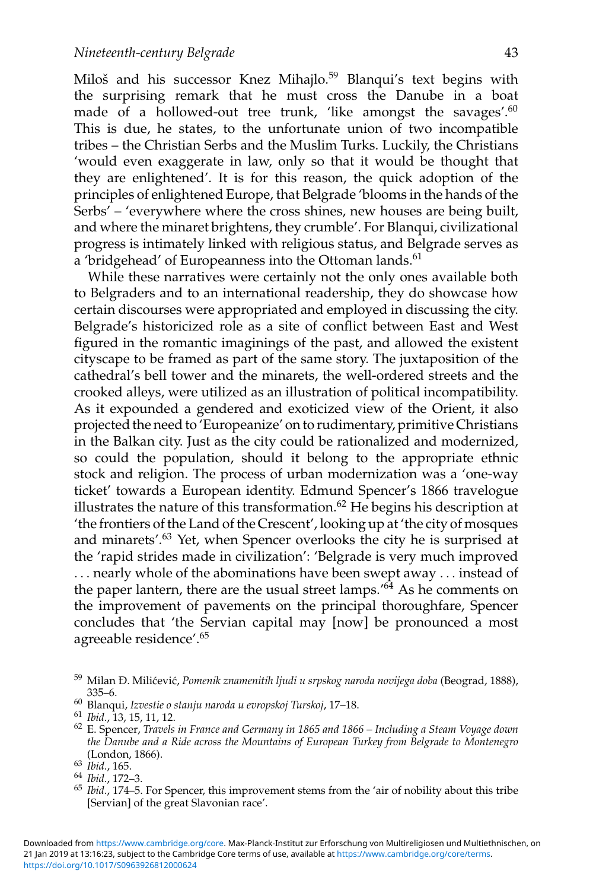Miloš and his successor Knez Mihajlo.[59] Blanqui's text begins with the surprising remark that he must cross the Danube in a boat made of a hollowed-out tree trunk, 'like amongst the savages'.[60] This is due, he states, to the unfortunate union of two incompatible tribes – the Christian Serbs and the Muslim Turks. Luckily, the Christians 'would even exaggerate in law, only so that it would be thought that they are enlightened'. It is for this reason, the quick adoption of the principles of enlightened Europe, that Belgrade 'blooms in the hands of the Serbs' – 'everywhere where the cross shines, new houses are being built, and where the minaret brightens, they crumble'. For Blanqui, civilizational progress is intimately linked with religious status, and Belgrade serves as a 'bridgehead' of Europeanness into the Ottoman lands.[61]

While these narratives were certainly not the only ones available both to Belgraders and to an international readership, they do showcase how certain discourses were appropriated and employed in discussing the city. Belgrade's historicized role as a site of conflict between East and West figured in the romantic imaginings of the past, and allowed the existent cityscape to be framed as part of the same story. The juxtaposition of the cathedral's bell tower and the minarets, the well-ordered streets and the crooked alleys, were utilized as an illustration of political incompatibility. As it expounded a gendered and exoticized view of the Orient, it also projected the need to 'Europeanize' on to rudimentary, primitive Christians in the Balkan city. Just as the city could be rationalized and modernized, so could the population, should it belong to the appropriate ethnic stock and religion. The process of urban modernization was a 'one-way ticket' towards a European identity. Edmund Spencer's 1866 travelogue illustrates the nature of this transformation.[62] He begins his description at 'the frontiers of the Land of the Crescent', looking up at 'the city of mosques and minarets'.[63] Yet, when Spencer overlooks the city he is surprised at the 'rapid strides made in civilization': 'Belgrade is very much improved . . . nearly whole of the abominations have been swept away . . . instead of the paper lantern, there are the usual street lamps.'[64] As he comments on the improvement of pavements on the principal thoroughfare, Spencer concludes that 'the Servian capital may [now] be pronounced a most agreeable residence'.[65]

---

[59] Milan Đ. Milićević, *Pomenik znamenitih ljudi u srpskog naroda novijega doba* (Beograd, 1888), 335–6.

[60] Blanqui, *Izvestie o stanju naroda u evropskoj Turskoj*, 17–18.

[61] *Ibid.*, 13, 15, 11, 12.

[62] E. Spencer, *Travels in France and Germany in 1865 and 1866 – Including a Steam Voyage down the Danube and a Ride across the Mountains of European Turkey from Belgrade to Montenegro* (London, 1866).

[63] *Ibid.*, 165.

[64] *Ibid.*, 172–3.

[65] *Ibid.*, 174–5. For Spencer, this improvement stems from the 'air of nobility about this tribe [Servian] of the great Slavonian race'.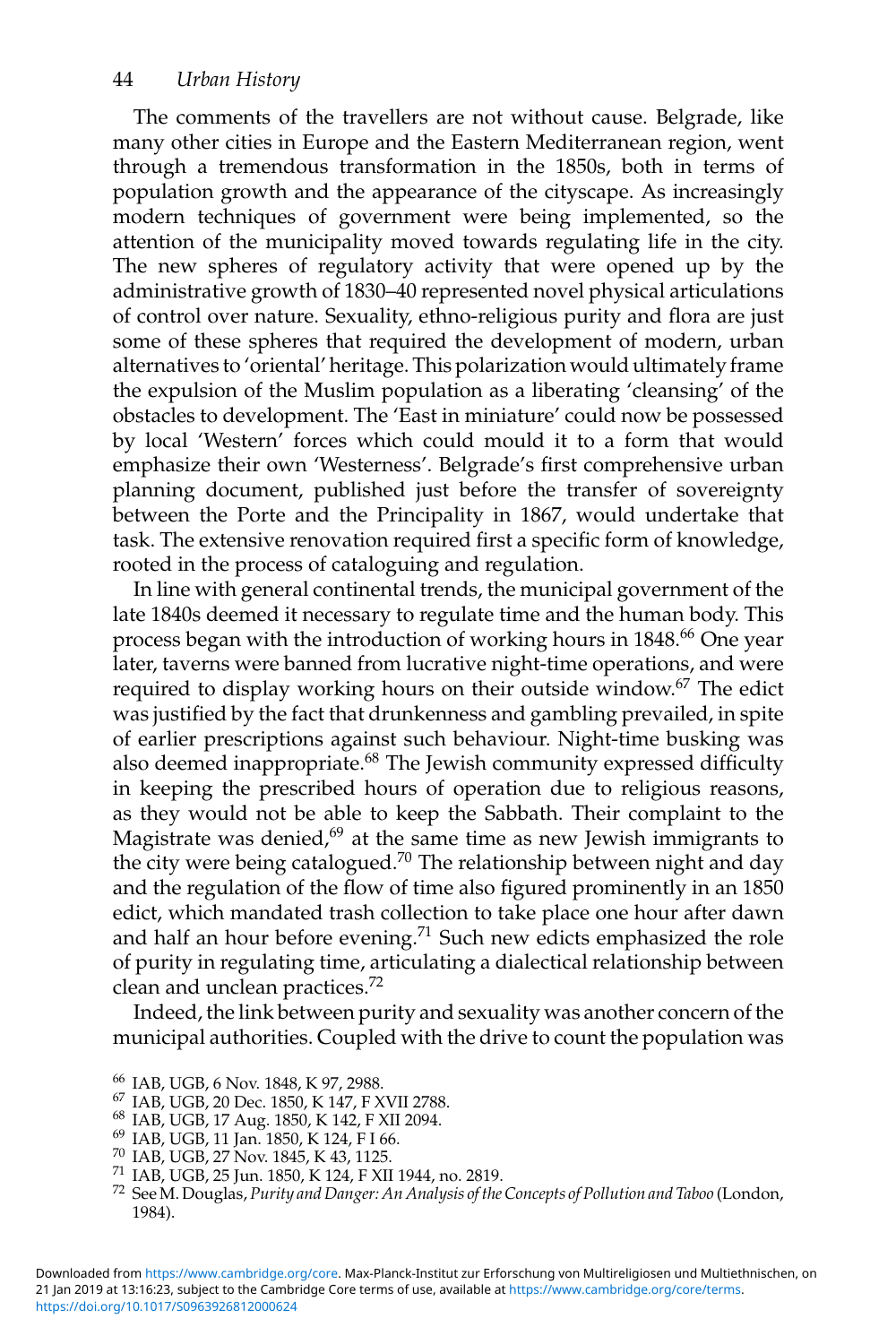The comments of the travellers are not without cause. Belgrade, like many other cities in Europe and the Eastern Mediterranean region, went through a tremendous transformation in the 1850s, both in terms of population growth and the appearance of the cityscape. As increasingly modern techniques of government were being implemented, so the attention of the municipality moved towards regulating life in the city. The new spheres of regulatory activity that were opened up by the administrative growth of 1830–40 represented novel physical articulations of control over nature. Sexuality, ethno-religious purity and flora are just some of these spheres that required the development of modern, urban alternatives to 'oriental' heritage. This polarization would ultimately frame the expulsion of the Muslim population as a liberating 'cleansing' of the obstacles to development. The 'East in miniature' could now be possessed by local 'Western' forces which could mould it to a form that would emphasize their own 'Westerness'. Belgrade's first comprehensive urban planning document, published just before the transfer of sovereignty between the Porte and the Principality in 1867, would undertake that task. The extensive renovation required first a specific form of knowledge, rooted in the process of cataloguing and regulation.

In line with general continental trends, the municipal government of the late 1840s deemed it necessary to regulate time and the human body. This process began with the introduction of working hours in 1848.[66] One year later, taverns were banned from lucrative night-time operations, and were required to display working hours on their outside window.[67] The edict was justified by the fact that drunkenness and gambling prevailed, in spite of earlier prescriptions against such behaviour. Night-time busking was also deemed inappropriate.[68] The Jewish community expressed difficulty in keeping the prescribed hours of operation due to religious reasons, as they would not be able to keep the Sabbath. Their complaint to the Magistrate was denied,[69] at the same time as new Jewish immigrants to the city were being catalogued.[70] The relationship between night and day and the regulation of the flow of time also figured prominently in an 1850 edict, which mandated trash collection to take place one hour after dawn and half an hour before evening.[71] Such new edicts emphasized the role of purity in regulating time, articulating a dialectical relationship between clean and unclean practices.[72]

Indeed, the link between purity and sexuality was another concern of the municipal authorities. Coupled with the drive to count the population was

[66] IAB, UGB, 6 Nov. 1848, K 97, 2988.

[67] IAB, UGB, 20 Dec. 1850, K 147, F XVII 2788.

[68] IAB, UGB, 17 Aug. 1850, K 142, F XII 2094.

[69] IAB, UGB, 11 Jan. 1850, K 124, F I 66.

[70] IAB, UGB, 27 Nov. 1845, K 43, 1125.

[71] IAB, UGB, 25 Jun. 1850, K 124, F XII 1944, no. 2819.

[72] See M. Douglas, *Purity and Danger: An Analysis of the Concepts of Pollution and Taboo* (London, 1984).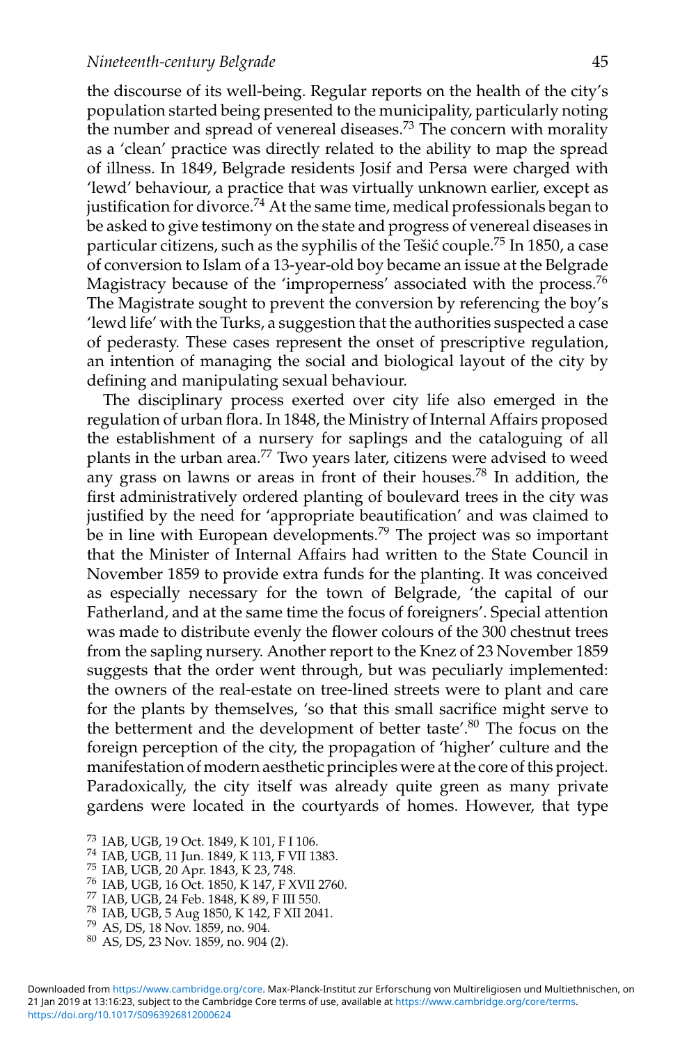the discourse of its well-being. Regular reports on the health of the city's population started being presented to the municipality, particularly noting the number and spread of venereal diseases.[73] The concern with morality as a 'clean' practice was directly related to the ability to map the spread of illness. In 1849, Belgrade residents Josif and Persa were charged with 'lewd' behaviour, a practice that was virtually unknown earlier, except as justification for divorce.[74] At the same time, medical professionals began to be asked to give testimony on the state and progress of venereal diseases in particular citizens, such as the syphilis of the Tešić couple.[75] In 1850, a case of conversion to Islam of a 13-year-old boy became an issue at the Belgrade Magistracy because of the 'improperness' associated with the process.[76] The Magistrate sought to prevent the conversion by referencing the boy's 'lewd life' with the Turks, a suggestion that the authorities suspected a case of pederasty. These cases represent the onset of prescriptive regulation, an intention of managing the social and biological layout of the city by defining and manipulating sexual behaviour.

The disciplinary process exerted over city life also emerged in the regulation of urban flora. In 1848, the Ministry of Internal Affairs proposed the establishment of a nursery for saplings and the cataloguing of all plants in the urban area.[77] Two years later, citizens were advised to weed any grass on lawns or areas in front of their houses.[78] In addition, the first administratively ordered planting of boulevard trees in the city was justified by the need for 'appropriate beautification' and was claimed to be in line with European developments.[79] The project was so important that the Minister of Internal Affairs had written to the State Council in November 1859 to provide extra funds for the planting. It was conceived as especially necessary for the town of Belgrade, 'the capital of our Fatherland, and at the same time the focus of foreigners'. Special attention was made to distribute evenly the flower colours of the 300 chestnut trees from the sapling nursery. Another report to the Knez of 23 November 1859 suggests that the order went through, but was peculiarly implemented: the owners of the real-estate on tree-lined streets were to plant and care for the plants by themselves, 'so that this small sacrifice might serve to the betterment and the development of better taste'.[80] The focus on the foreign perception of the city, the propagation of 'higher' culture and the manifestation of modern aesthetic principles were at the core of this project. Paradoxically, the city itself was already quite green as many private gardens were located in the courtyards of homes. However, that type

[73] IAB, UGB, 19 Oct. 1849, K 101, F I 106.

[74] IAB, UGB, 11 Jun. 1849, K 113, F VII 1383.

[75] IAB, UGB, 20 Apr. 1843, K 23, 748.

[76] IAB, UGB, 16 Oct. 1850, K 147, F XVII 2760.

[77] IAB, UGB, 24 Feb. 1848, K 89, F III 550.

[78] IAB, UGB, 5 Aug 1850, K 142, F XII 2041.

[79] AS, DS, 18 Nov. 1859, no. 904.

[80] AS, DS, 23 Nov. 1859, no. 904 (2).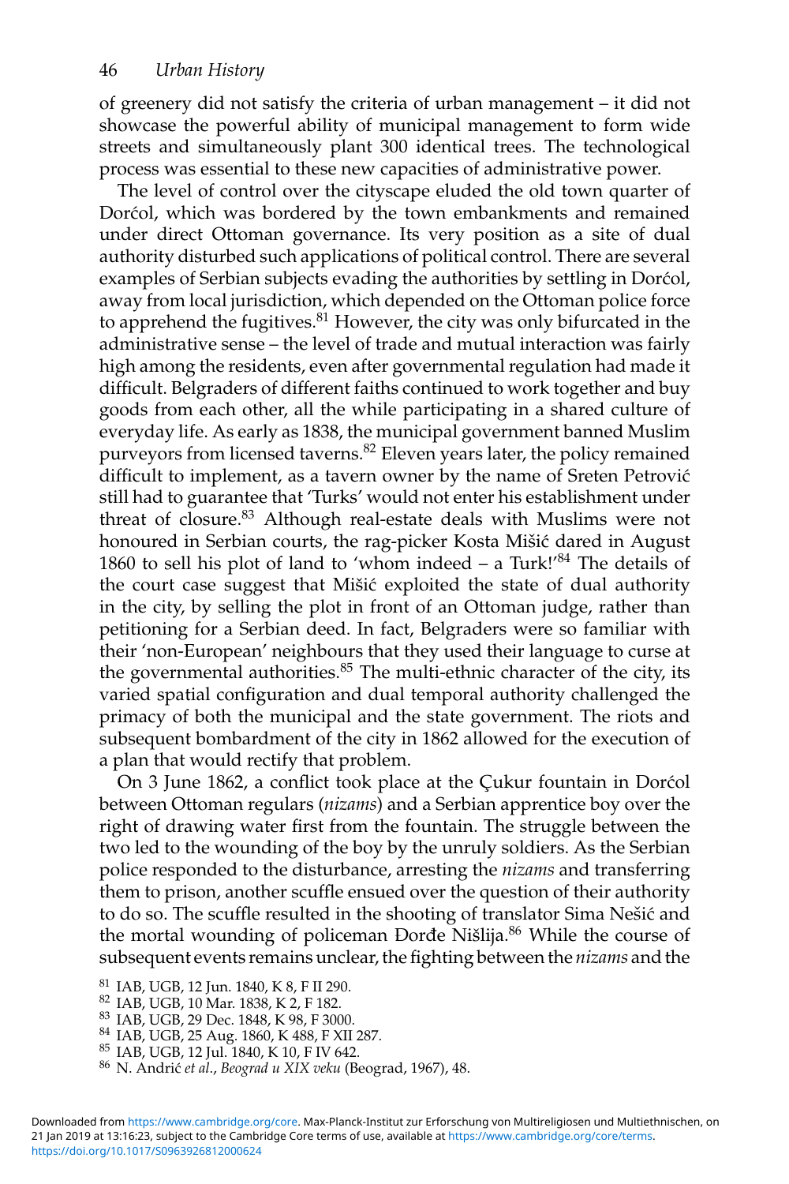of greenery did not satisfy the criteria of urban management – it did not showcase the powerful ability of municipal management to form wide streets and simultaneously plant 300 identical trees. The technological process was essential to these new capacities of administrative power.

The level of control over the cityscape eluded the old town quarter of Dorćol, which was bordered by the town embankments and remained under direct Ottoman governance. Its very position as a site of dual authority disturbed such applications of political control. There are several examples of Serbian subjects evading the authorities by settling in Dorćol, away from local jurisdiction, which depended on the Ottoman police force to apprehend the fugitives.[81] However, the city was only bifurcated in the administrative sense – the level of trade and mutual interaction was fairly high among the residents, even after governmental regulation had made it difficult. Belgraders of different faiths continued to work together and buy goods from each other, all the while participating in a shared culture of everyday life. As early as 1838, the municipal government banned Muslim purveyors from licensed taverns.[82] Eleven years later, the policy remained difficult to implement, as a tavern owner by the name of Sreten Petrović still had to guarantee that 'Turks' would not enter his establishment under threat of closure.[83] Although real-estate deals with Muslims were not honoured in Serbian courts, the rag-picker Kosta Mišić dared in August 1860 to sell his plot of land to 'whom indeed – a Turk!'[84] The details of the court case suggest that Mišić exploited the state of dual authority in the city, by selling the plot in front of an Ottoman judge, rather than petitioning for a Serbian deed. In fact, Belgraders were so familiar with their 'non-European' neighbours that they used their language to curse at the governmental authorities.[85] The multi-ethnic character of the city, its varied spatial configuration and dual temporal authority challenged the primacy of both the municipal and the state government. The riots and subsequent bombardment of the city in 1862 allowed for the execution of a plan that would rectify that problem.

On 3 June 1862, a conflict took place at the Çukur fountain in Dorćol between Ottoman regulars (*nizams*) and a Serbian apprentice boy over the right of drawing water first from the fountain. The struggle between the two led to the wounding of the boy by the unruly soldiers. As the Serbian police responded to the disturbance, arresting the *nizams* and transferring them to prison, another scuffle ensued over the question of their authority to do so. The scuffle resulted in the shooting of translator Sima Nešić and the mortal wounding of policeman Đorđe Nišlija.[86] While the course of subsequent events remains unclear, the fighting between the *nizams* and the

[81] IAB, UGB, 12 Jun. 1840, K 8, F II 290.
[82] IAB, UGB, 10 Mar. 1838, K 2, F 182.
[83] IAB, UGB, 29 Dec. 1848, K 98, F 3000.
[84] IAB, UGB, 25 Aug. 1860, K 488, F XII 287.
[85] IAB, UGB, 12 Jul. 1840, K 10, F IV 642.
[86] N. Andrić *et al.*, *Beograd u XIX veku* (Beograd, 1967), 48.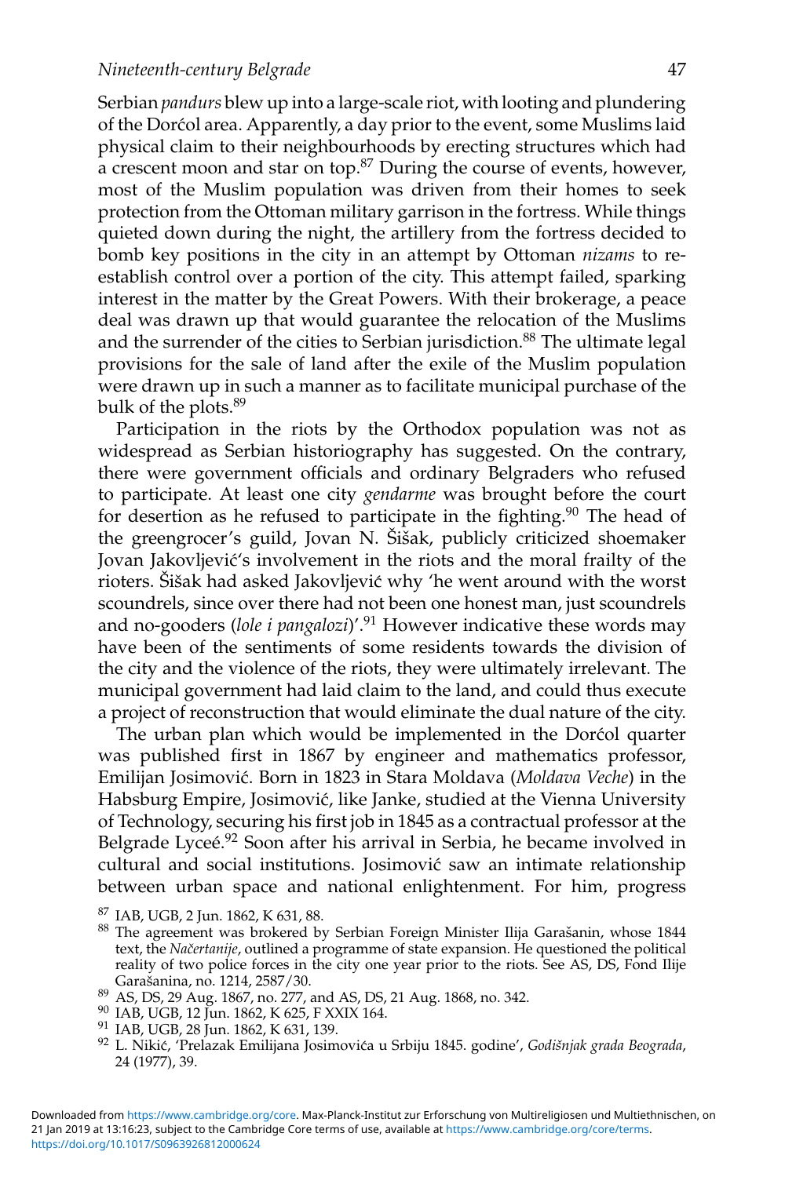Serbian *pandurs* blew up into a large-scale riot, with looting and plundering of the Dorćol area. Apparently, a day prior to the event, some Muslims laid physical claim to their neighbourhoods by erecting structures which had a crescent moon and star on top.[87] During the course of events, however, most of the Muslim population was driven from their homes to seek protection from the Ottoman military garrison in the fortress. While things quieted down during the night, the artillery from the fortress decided to bomb key positions in the city in an attempt by Ottoman *nizams* to re-establish control over a portion of the city. This attempt failed, sparking interest in the matter by the Great Powers. With their brokerage, a peace deal was drawn up that would guarantee the relocation of the Muslims and the surrender of the cities to Serbian jurisdiction.[88] The ultimate legal provisions for the sale of land after the exile of the Muslim population were drawn up in such a manner as to facilitate municipal purchase of the bulk of the plots.[89]

Participation in the riots by the Orthodox population was not as widespread as Serbian historiography has suggested. On the contrary, there were government officials and ordinary Belgraders who refused to participate. At least one city *gendarme* was brought before the court for desertion as he refused to participate in the fighting.[90] The head of the greengrocer's guild, Jovan N. Šišak, publicly criticized shoemaker Jovan Jakovljević's involvement in the riots and the moral frailty of the rioters. Šišak had asked Jakovljević why 'he went around with the worst scoundrels, since over there had not been one honest man, just scoundrels and no-gooders (*lole i pangalozi*)'.[91] However indicative these words may have been of the sentiments of some residents towards the division of the city and the violence of the riots, they were ultimately irrelevant. The municipal government had laid claim to the land, and could thus execute a project of reconstruction that would eliminate the dual nature of the city.

The urban plan which would be implemented in the Dorćol quarter was published first in 1867 by engineer and mathematics professor, Emilijan Josimović. Born in 1823 in Stara Moldava (*Moldava Veche*) in the Habsburg Empire, Josimović, like Janke, studied at the Vienna University of Technology, securing his first job in 1845 as a contractual professor at the Belgrade Lyceé.[92] Soon after his arrival in Serbia, he became involved in cultural and social institutions. Josimović saw an intimate relationship between urban space and national enlightenment. For him, progress

[87] IAB, UGB, 2 Jun. 1862, K 631, 88.

[88] The agreement was brokered by Serbian Foreign Minister Ilija Garašanin, whose 1844 text, the *Načertanije*, outlined a programme of state expansion. He questioned the political reality of two police forces in the city one year prior to the riots. See AS, DS, Fond Ilije Garašanina, no. 1214, 2587/30.

[89] AS, DS, 29 Aug. 1867, no. 277, and AS, DS, 21 Aug. 1868, no. 342.

[90] IAB, UGB, 12 Jun. 1862, K 625, F XXIX 164.

[91] IAB, UGB, 28 Jun. 1862, K 631, 139.

[92] L. Nikić, 'Prelazak Emilijana Josimovića u Srbiju 1845. godine', *Godišnjak grada Beograda*, 24 (1977), 39.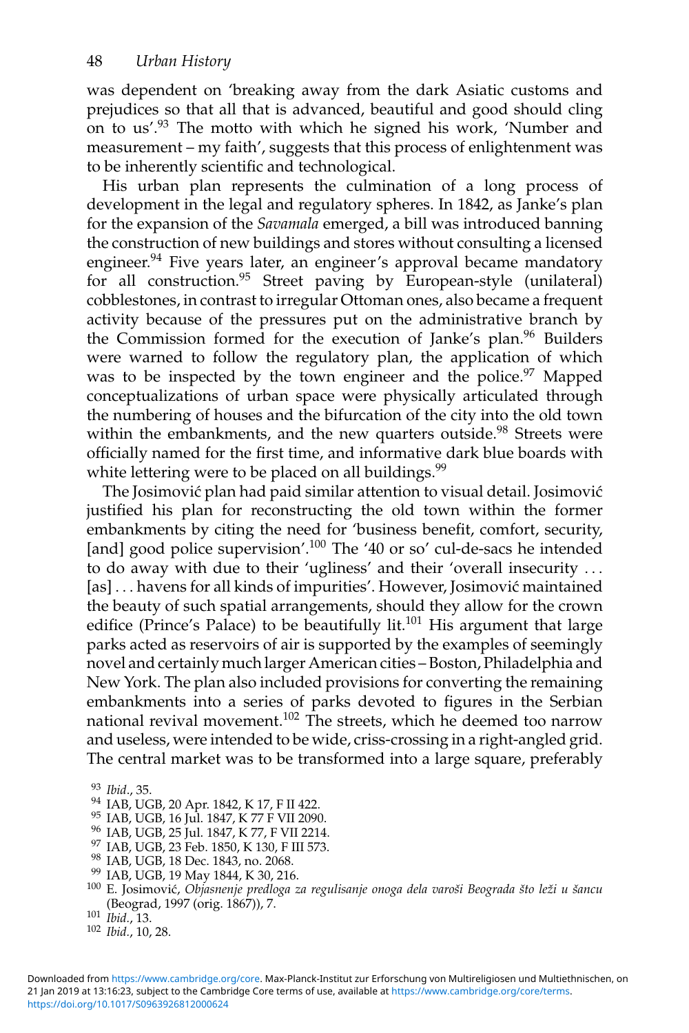was dependent on 'breaking away from the dark Asiatic customs and prejudices so that all that is advanced, beautiful and good should cling on to us'.[93] The motto with which he signed his work, 'Number and measurement – my faith', suggests that this process of enlightenment was to be inherently scientific and technological.

His urban plan represents the culmination of a long process of development in the legal and regulatory spheres. In 1842, as Janke's plan for the expansion of the *Savamala* emerged, a bill was introduced banning the construction of new buildings and stores without consulting a licensed engineer.[94] Five years later, an engineer's approval became mandatory for all construction.[95] Street paving by European-style (unilateral) cobblestones, in contrast to irregular Ottoman ones, also became a frequent activity because of the pressures put on the administrative branch by the Commission formed for the execution of Janke's plan.[96] Builders were warned to follow the regulatory plan, the application of which was to be inspected by the town engineer and the police.[97] Mapped conceptualizations of urban space were physically articulated through the numbering of houses and the bifurcation of the city into the old town within the embankments, and the new quarters outside.[98] Streets were officially named for the first time, and informative dark blue boards with white lettering were to be placed on all buildings.[99]

The Josimović plan had paid similar attention to visual detail. Josimović justified his plan for reconstructing the old town within the former embankments by citing the need for 'business benefit, comfort, security, [and] good police supervision'.[100] The '40 or so' cul-de-sacs he intended to do away with due to their 'ugliness' and their 'overall insecurity ... [as] ... havens for all kinds of impurities'. However, Josimović maintained the beauty of such spatial arrangements, should they allow for the crown edifice (Prince's Palace) to be beautifully lit.[101] His argument that large parks acted as reservoirs of air is supported by the examples of seemingly novel and certainly much larger American cities – Boston, Philadelphia and New York. The plan also included provisions for converting the remaining embankments into a series of parks devoted to figures in the Serbian national revival movement.[102] The streets, which he deemed too narrow and useless, were intended to be wide, criss-crossing in a right-angled grid. The central market was to be transformed into a large square, preferably

[93] *Ibid.*, 35.
[94] IAB, UGB, 20 Apr. 1842, K 17, F II 422.
[95] IAB, UGB, 16 Jul. 1847, K 77 F VII 2090.
[96] IAB, UGB, 25 Jul. 1847, K 77, F VII 2214.
[97] IAB, UGB, 23 Feb. 1850, K 130, F III 573.
[98] IAB, UGB, 18 Dec. 1843, no. 2068.
[99] IAB, UGB, 19 May 1844, K 30, 216.
[100] E. Josimović, *Objasnenje predloga za regulisanje onoga dela varoši Beograda što leži u šancu* (Beograd, 1997 (orig. 1867)), 7.
[101] *Ibid.*, 13.
[102] *Ibid.*, 10, 28.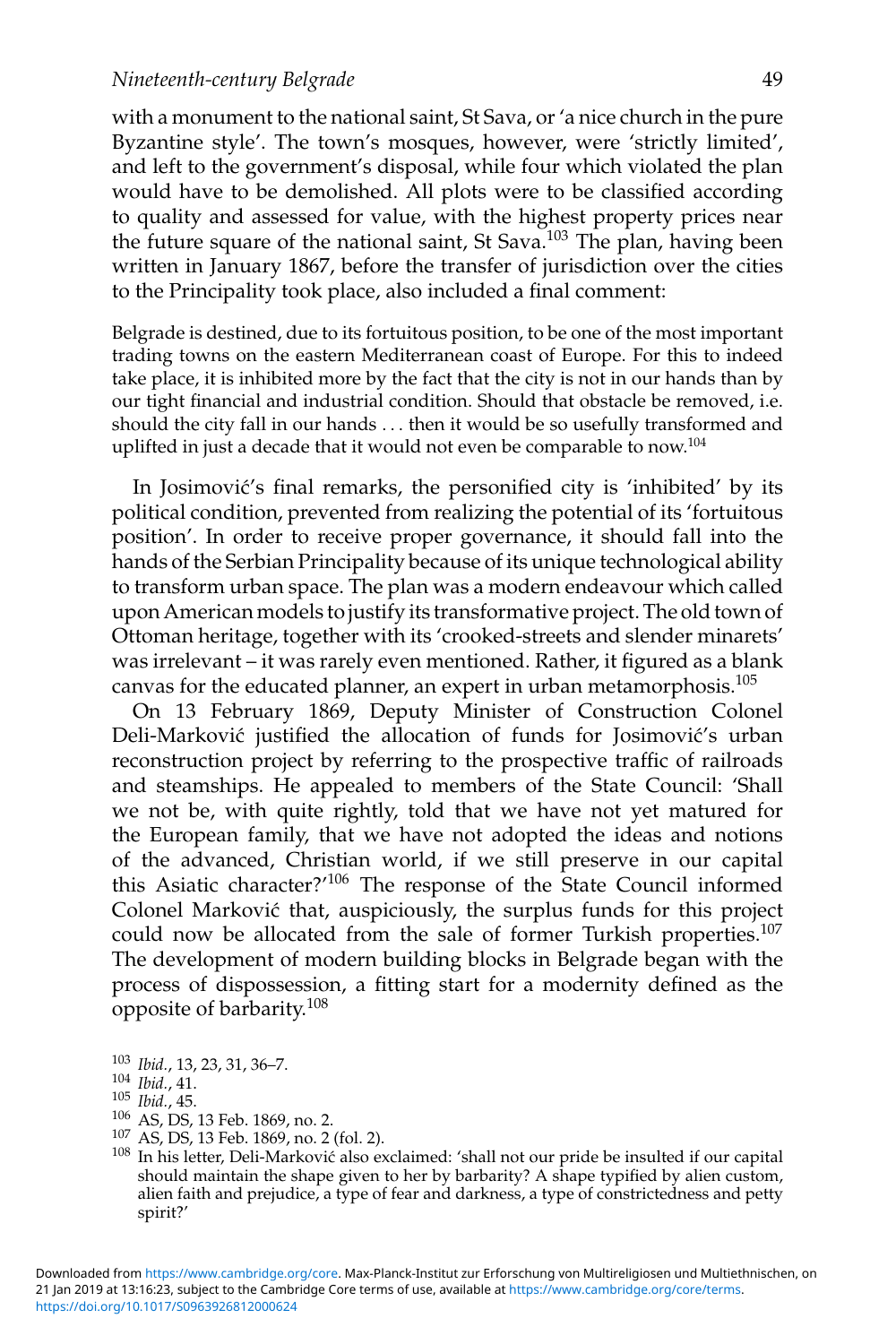with a monument to the national saint, St Sava, or 'a nice church in the pure Byzantine style'. The town's mosques, however, were 'strictly limited', and left to the government's disposal, while four which violated the plan would have to be demolished. All plots were to be classified according to quality and assessed for value, with the highest property prices near the future square of the national saint, St Sava.[103] The plan, having been written in January 1867, before the transfer of jurisdiction over the cities to the Principality took place, also included a final comment:

> Belgrade is destined, due to its fortuitous position, to be one of the most important trading towns on the eastern Mediterranean coast of Europe. For this to indeed take place, it is inhibited more by the fact that the city is not in our hands than by our tight financial and industrial condition. Should that obstacle be removed, i.e. should the city fall in our hands . . . then it would be so usefully transformed and uplifted in just a decade that it would not even be comparable to now.[104]

In Josimović's final remarks, the personified city is 'inhibited' by its political condition, prevented from realizing the potential of its 'fortuitous position'. In order to receive proper governance, it should fall into the hands of the Serbian Principality because of its unique technological ability to transform urban space. The plan was a modern endeavour which called upon American models to justify its transformative project. The old town of Ottoman heritage, together with its 'crooked-streets and slender minarets' was irrelevant – it was rarely even mentioned. Rather, it figured as a blank canvas for the educated planner, an expert in urban metamorphosis.[105]

On 13 February 1869, Deputy Minister of Construction Colonel Deli-Marković justified the allocation of funds for Josimović's urban reconstruction project by referring to the prospective traffic of railroads and steamships. He appealed to members of the State Council: 'Shall we not be, with quite rightly, told that we have not yet matured for the European family, that we have not adopted the ideas and notions of the advanced, Christian world, if we still preserve in our capital this Asiatic character?'[106] The response of the State Council informed Colonel Marković that, auspiciously, the surplus funds for this project could now be allocated from the sale of former Turkish properties.[107] The development of modern building blocks in Belgrade began with the process of dispossession, a fitting start for a modernity defined as the opposite of barbarity.[108]

---

[103] *Ibid.*, 13, 23, 31, 36–7.

[104] *Ibid.*, 41.

[105] *Ibid.*, 45.

[106] AS, DS, 13 Feb. 1869, no. 2.

[107] AS, DS, 13 Feb. 1869, no. 2 (fol. 2).

[108] In his letter, Deli-Marković also exclaimed: 'shall not our pride be insulted if our capital should maintain the shape given to her by barbarity? A shape typified by alien custom, alien faith and prejudice, a type of fear and darkness, a type of constrictedness and petty spirit?'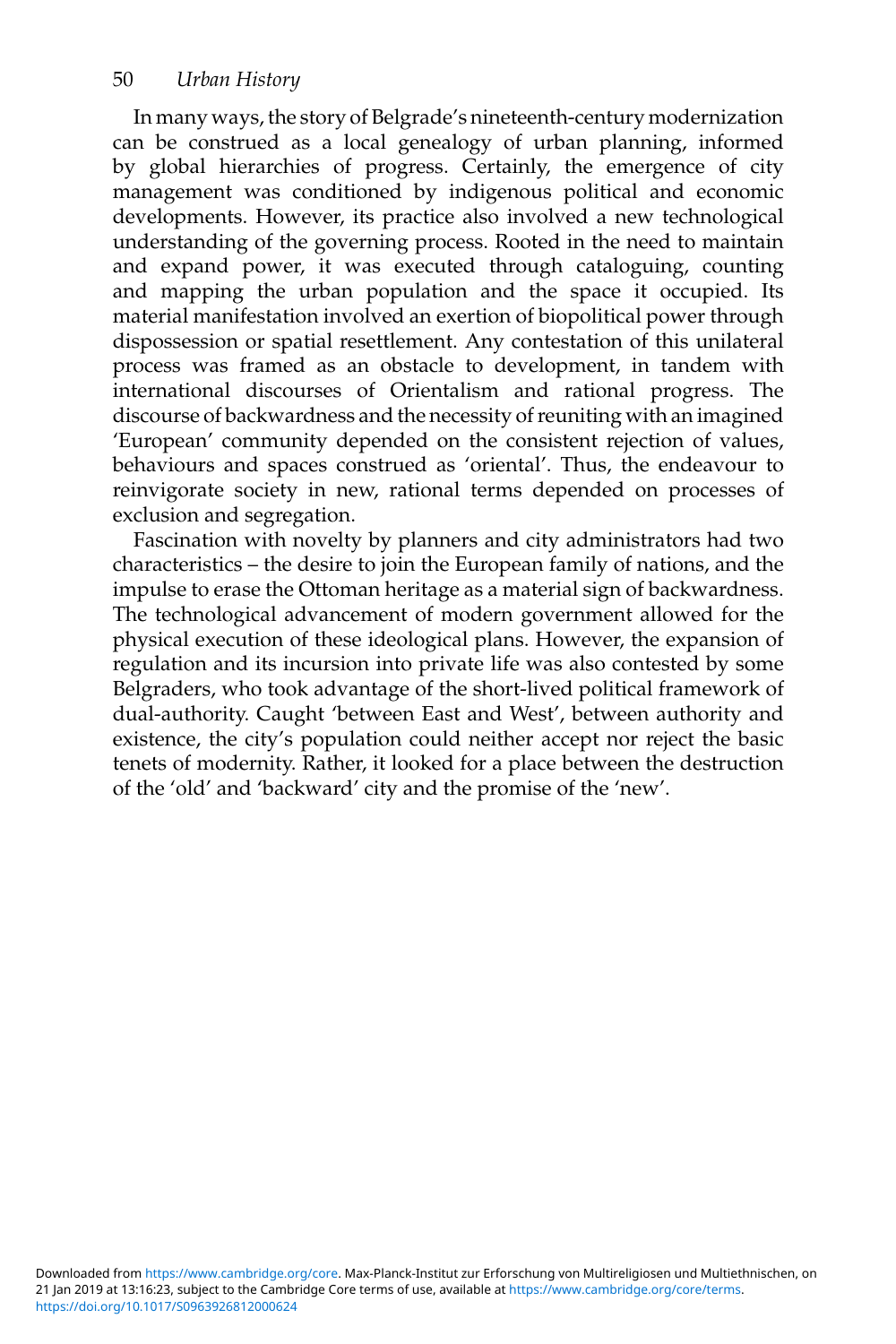In many ways, the story of Belgrade's nineteenth-century modernization can be construed as a local genealogy of urban planning, informed by global hierarchies of progress. Certainly, the emergence of city management was conditioned by indigenous political and economic developments. However, its practice also involved a new technological understanding of the governing process. Rooted in the need to maintain and expand power, it was executed through cataloguing, counting and mapping the urban population and the space it occupied. Its material manifestation involved an exertion of biopolitical power through dispossession or spatial resettlement. Any contestation of this unilateral process was framed as an obstacle to development, in tandem with international discourses of Orientalism and rational progress. The discourse of backwardness and the necessity of reuniting with an imagined 'European' community depended on the consistent rejection of values, behaviours and spaces construed as 'oriental'. Thus, the endeavour to reinvigorate society in new, rational terms depended on processes of exclusion and segregation.

Fascination with novelty by planners and city administrators had two characteristics – the desire to join the European family of nations, and the impulse to erase the Ottoman heritage as a material sign of backwardness. The technological advancement of modern government allowed for the physical execution of these ideological plans. However, the expansion of regulation and its incursion into private life was also contested by some Belgraders, who took advantage of the short-lived political framework of dual-authority. Caught 'between East and West', between authority and existence, the city's population could neither accept nor reject the basic tenets of modernity. Rather, it looked for a place between the destruction of the 'old' and 'backward' city and the promise of the 'new'.